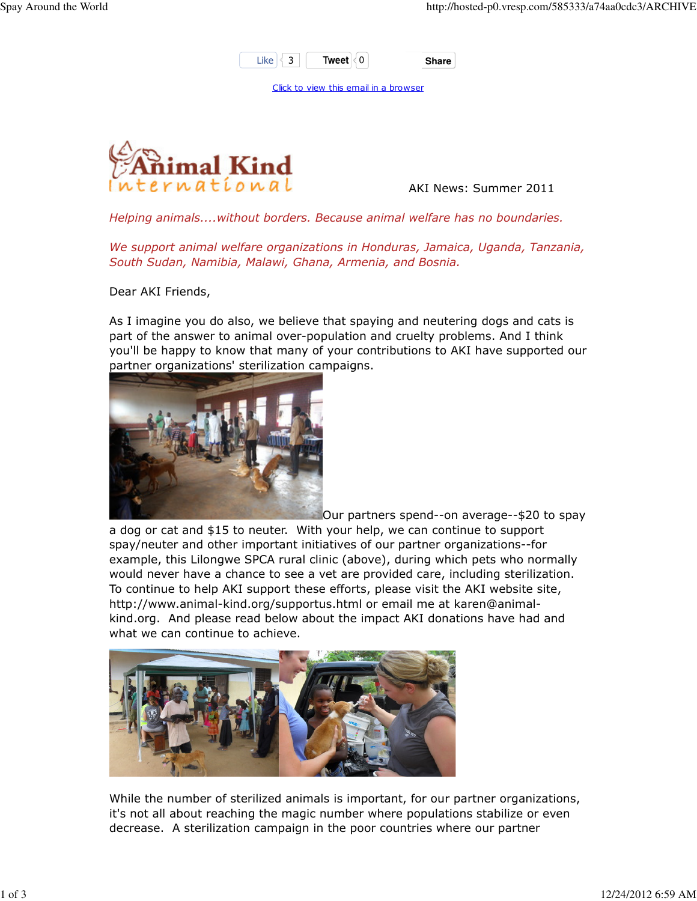Like 3 Tweet 0 Share

Click to view this email in a browser

Animal Kind International

AKI News: Summer 2011

*Helping animals....without borders. Because animal welfare has no boundaries.*

*We support animal welfare organizations in Honduras, Jamaica, Uganda, Tanzania, South Sudan, Namibia, Malawi, Ghana, Armenia, and Bosnia.*

Dear AKI Friends,

As I imagine you do also, we believe that spaying and neutering dogs and cats is part of the answer to animal over-population and cruelty problems. And I think you'll be happy to know that many of your contributions to AKI have supported our partner organizations' sterilization campaigns.

Our partners spend--on average--$20 to spay a dog or cat and $15 to neuter. With your help, we can continue to support spay/neuter and other important initiatives of our partner organizations--for example, this Lilongwe SPCA rural clinic (above), during which pets who normally would never have a chance to see a vet are provided care, including sterilization. To continue to help AKI support these efforts, please visit the AKI website site, http://www.animal-kind.org/supportus.html or email me at karen@animal-kind.org. And please read below about the impact AKI donations have had and what we can continue to achieve.

While the number of sterilized animals is important, for our partner organizations, it's not all about reaching the magic number where populations stabilize or even decrease. A sterilization campaign in the poor countries where our partner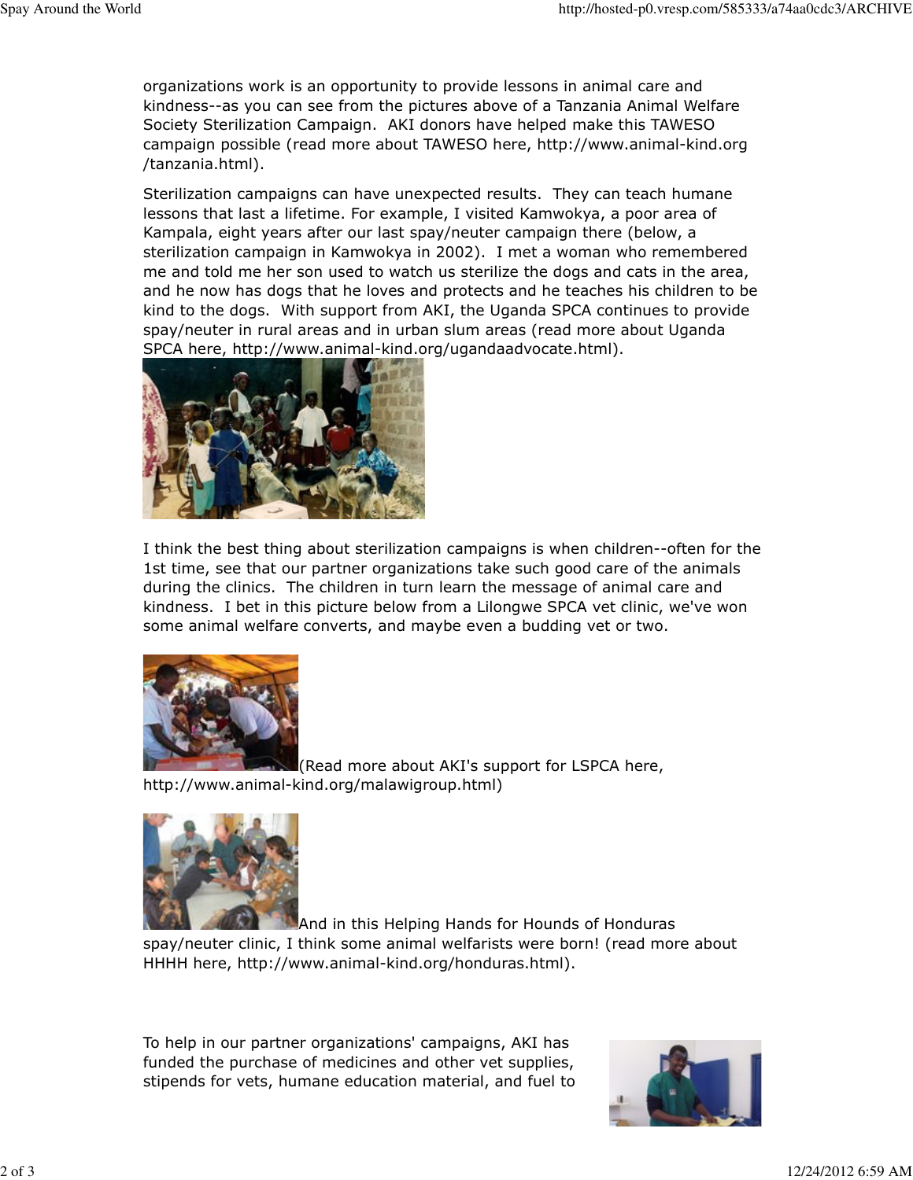organizations work is an opportunity to provide lessons in animal care and kindness--as you can see from the pictures above of a Tanzania Animal Welfare Society Sterilization Campaign. AKI donors have helped make this TAWESO campaign possible (read more about TAWESO here, http://www.animal-kind.org/tanzania.html).

Sterilization campaigns can have unexpected results. They can teach humane lessons that last a lifetime. For example, I visited Kamwokya, a poor area of Kampala, eight years after our last spay/neuter campaign there (below, a sterilization campaign in Kamwokya in 2002). I met a woman who remembered me and told me her son used to watch us sterilize the dogs and cats in the area, and he now has dogs that he loves and protects and he teaches his children to be kind to the dogs. With support from AKI, the Uganda SPCA continues to provide spay/neuter in rural areas and in urban slum areas (read more about Uganda SPCA here, http://www.animal-kind.org/ugandaadvocate.html).

I think the best thing about sterilization campaigns is when children--often for the 1st time, see that our partner organizations take such good care of the animals during the clinics. The children in turn learn the message of animal care and kindness. I bet in this picture below from a Lilongwe SPCA vet clinic, we've won some animal welfare converts, and maybe even a budding vet or two.

(Read more about AKI's support for LSPCA here, http://www.animal-kind.org/malawigroup.html)

And in this Helping Hands for Hounds of Honduras spay/neuter clinic, I think some animal welfarists were born! (read more about HHHH here, http://www.animal-kind.org/honduras.html).

To help in our partner organizations' campaigns, AKI has funded the purchase of medicines and other vet supplies, stipends for vets, humane education material, and fuel to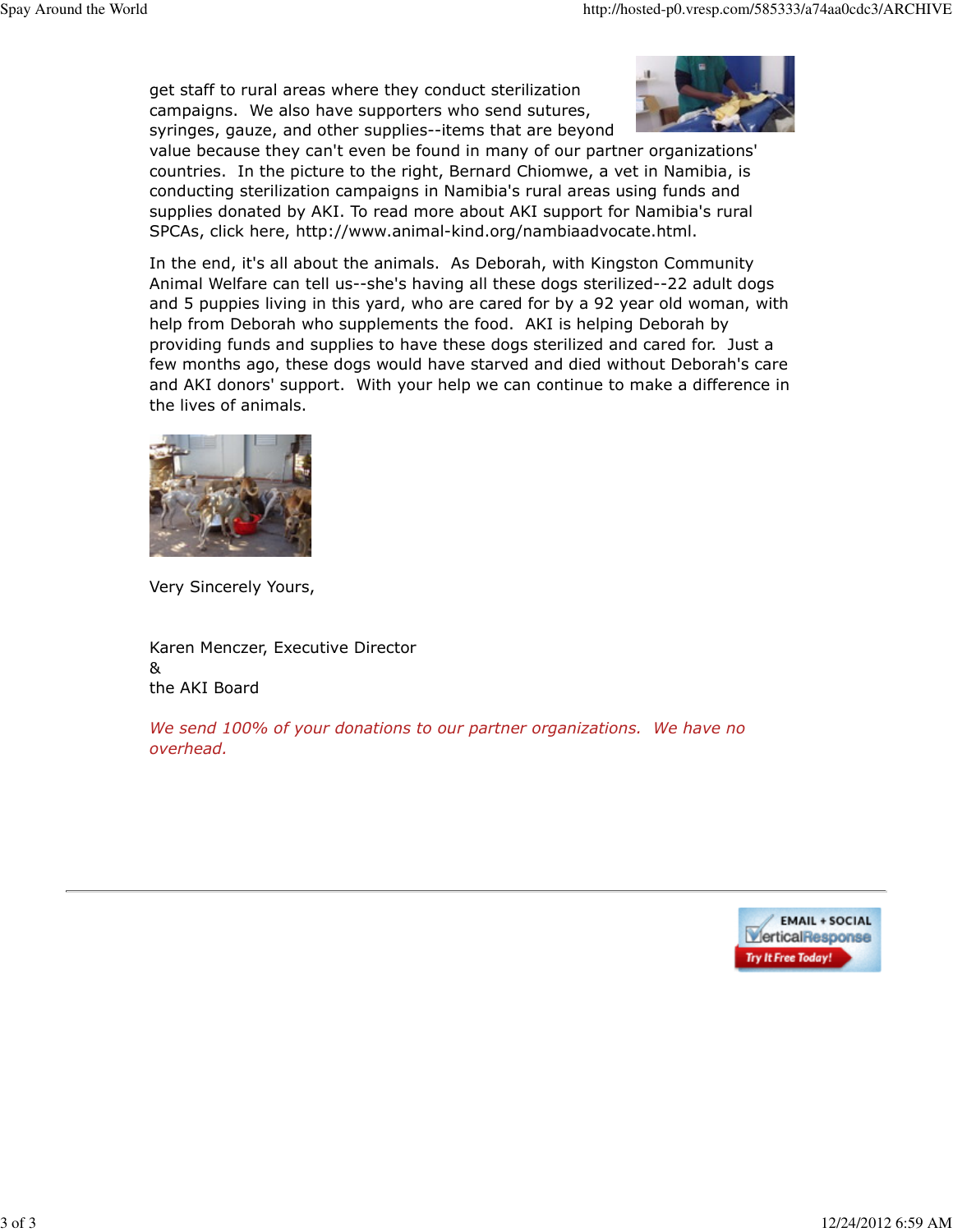get staff to rural areas where they conduct sterilization campaigns. We also have supporters who send sutures, syringes, gauze, and other supplies--items that are beyond value because they can't even be found in many of our partner organizations' countries. In the picture to the right, Bernard Chiomwe, a vet in Namibia, is conducting sterilization campaigns in Namibia's rural areas using funds and supplies donated by AKI. To read more about AKI support for Namibia's rural SPCAs, click here, http://www.animal-kind.org/nambiaadvocate.html.

In the end, it's all about the animals. As Deborah, with Kingston Community Animal Welfare can tell us--she's having all these dogs sterilized--22 adult dogs and 5 puppies living in this yard, who are cared for by a 92 year old woman, with help from Deborah who supplements the food. AKI is helping Deborah by providing funds and supplies to have these dogs sterilized and cared for. Just a few months ago, these dogs would have starved and died without Deborah's care and AKI donors' support. With your help we can continue to make a difference in the lives of animals.

Very Sincerely Yours,

Karen Menczer, Executive Director
&
the AKI Board

*We send 100% of your donations to our partner organizations. We have no overhead.*